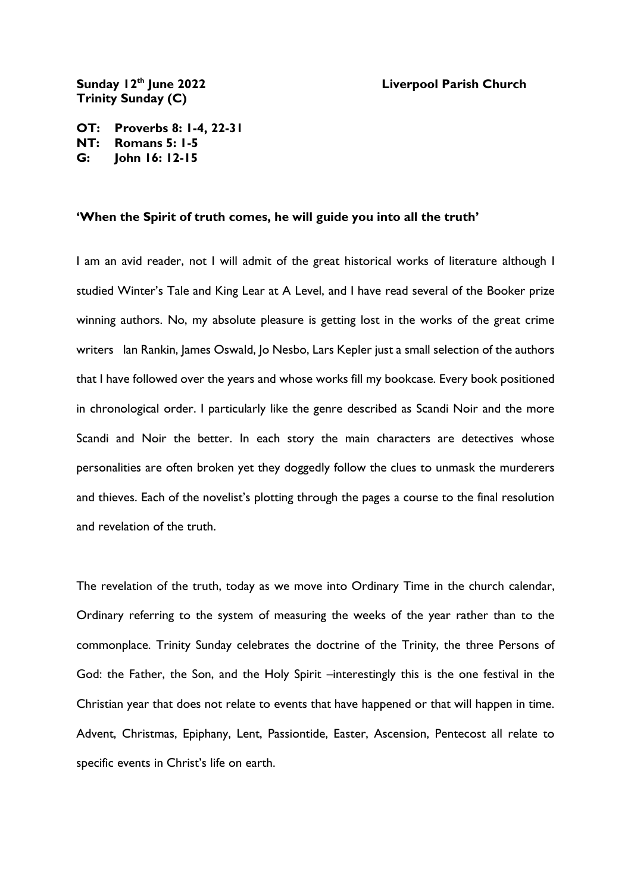**Sunday 12th June 2022** **Liverpool Parish Church**
**Trinity Sunday (C)**

**OT: Proverbs 8: 1-4, 22-31**
**NT: Romans 5: 1-5**
**G: John 16: 12-15**

**'When the Spirit of truth comes, he will guide you into all the truth'**

I am an avid reader, not I will admit of the great historical works of literature although I studied Winter's Tale and King Lear at A Level, and I have read several of the Booker prize winning authors. No, my absolute pleasure is getting lost in the works of the great crime writers Ian Rankin, James Oswald, Jo Nesbo, Lars Kepler just a small selection of the authors that I have followed over the years and whose works fill my bookcase. Every book positioned in chronological order. I particularly like the genre described as Scandi Noir and the more Scandi and Noir the better. In each story the main characters are detectives whose personalities are often broken yet they doggedly follow the clues to unmask the murderers and thieves. Each of the novelist's plotting through the pages a course to the final resolution and revelation of the truth.

The revelation of the truth, today as we move into Ordinary Time in the church calendar, Ordinary referring to the system of measuring the weeks of the year rather than to the commonplace. Trinity Sunday celebrates the doctrine of the Trinity, the three Persons of God: the Father, the Son, and the Holy Spirit –interestingly this is the one festival in the Christian year that does not relate to events that have happened or that will happen in time. Advent, Christmas, Epiphany, Lent, Passiontide, Easter, Ascension, Pentecost all relate to specific events in Christ's life on earth.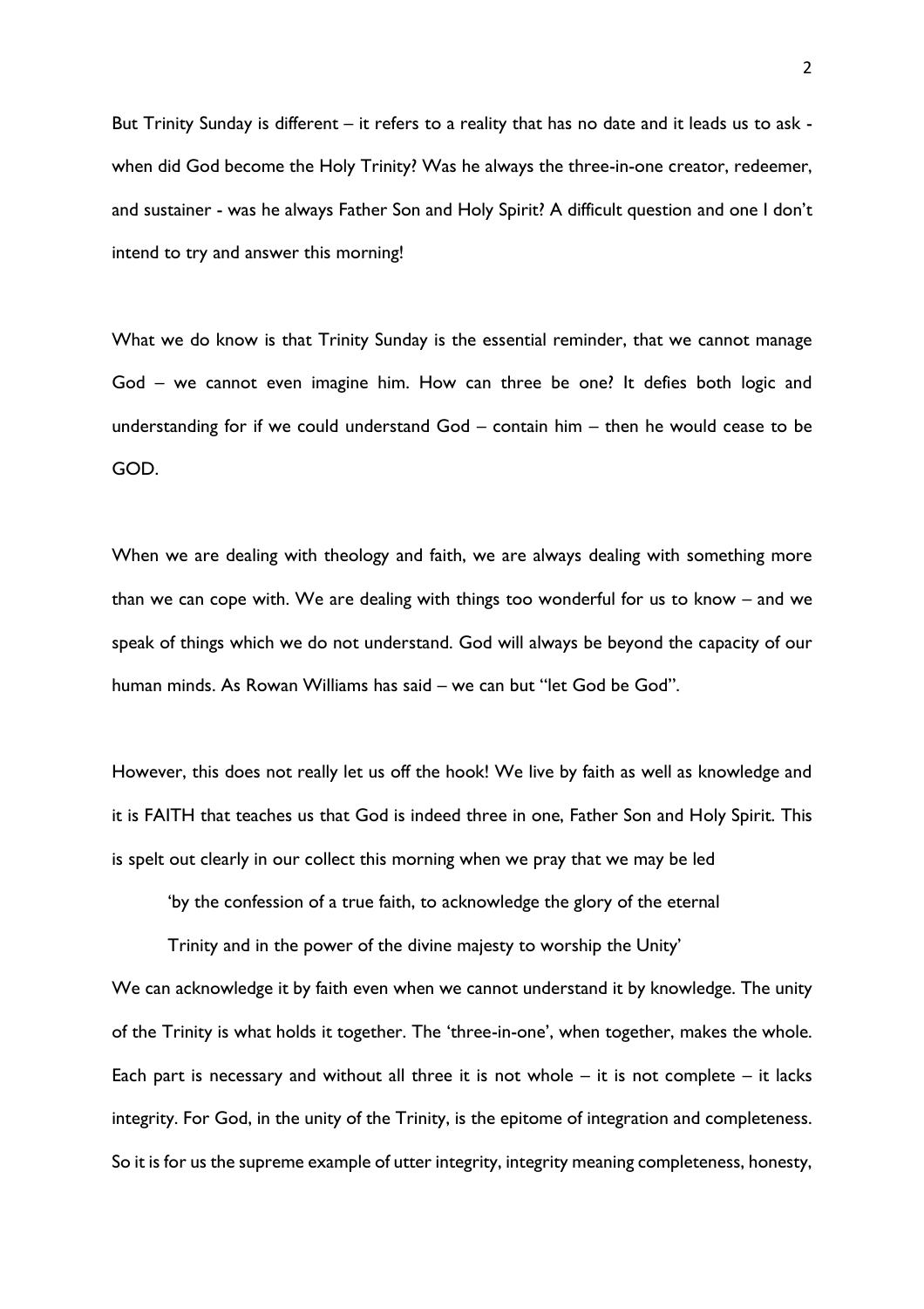But Trinity Sunday is different – it refers to a reality that has no date and it leads us to ask - when did God become the Holy Trinity? Was he always the three-in-one creator, redeemer, and sustainer - was he always Father Son and Holy Spirit? A difficult question and one I don't intend to try and answer this morning!

What we do know is that Trinity Sunday is the essential reminder, that we cannot manage God – we cannot even imagine him. How can three be one? It defies both logic and understanding for if we could understand God – contain him – then he would cease to be GOD.

When we are dealing with theology and faith, we are always dealing with something more than we can cope with. We are dealing with things too wonderful for us to know – and we speak of things which we do not understand. God will always be beyond the capacity of our human minds. As Rowan Williams has said – we can but "let God be God".

However, this does not really let us off the hook! We live by faith as well as knowledge and it is FAITH that teaches us that God is indeed three in one, Father Son and Holy Spirit. This is spelt out clearly in our collect this morning when we pray that we may be led

> 'by the confession of a true faith, to acknowledge the glory of the eternal Trinity and in the power of the divine majesty to worship the Unity'

We can acknowledge it by faith even when we cannot understand it by knowledge. The unity of the Trinity is what holds it together. The 'three-in-one', when together, makes the whole. Each part is necessary and without all three it is not whole – it is not complete – it lacks integrity. For God, in the unity of the Trinity, is the epitome of integration and completeness. So it is for us the supreme example of utter integrity, integrity meaning completeness, honesty,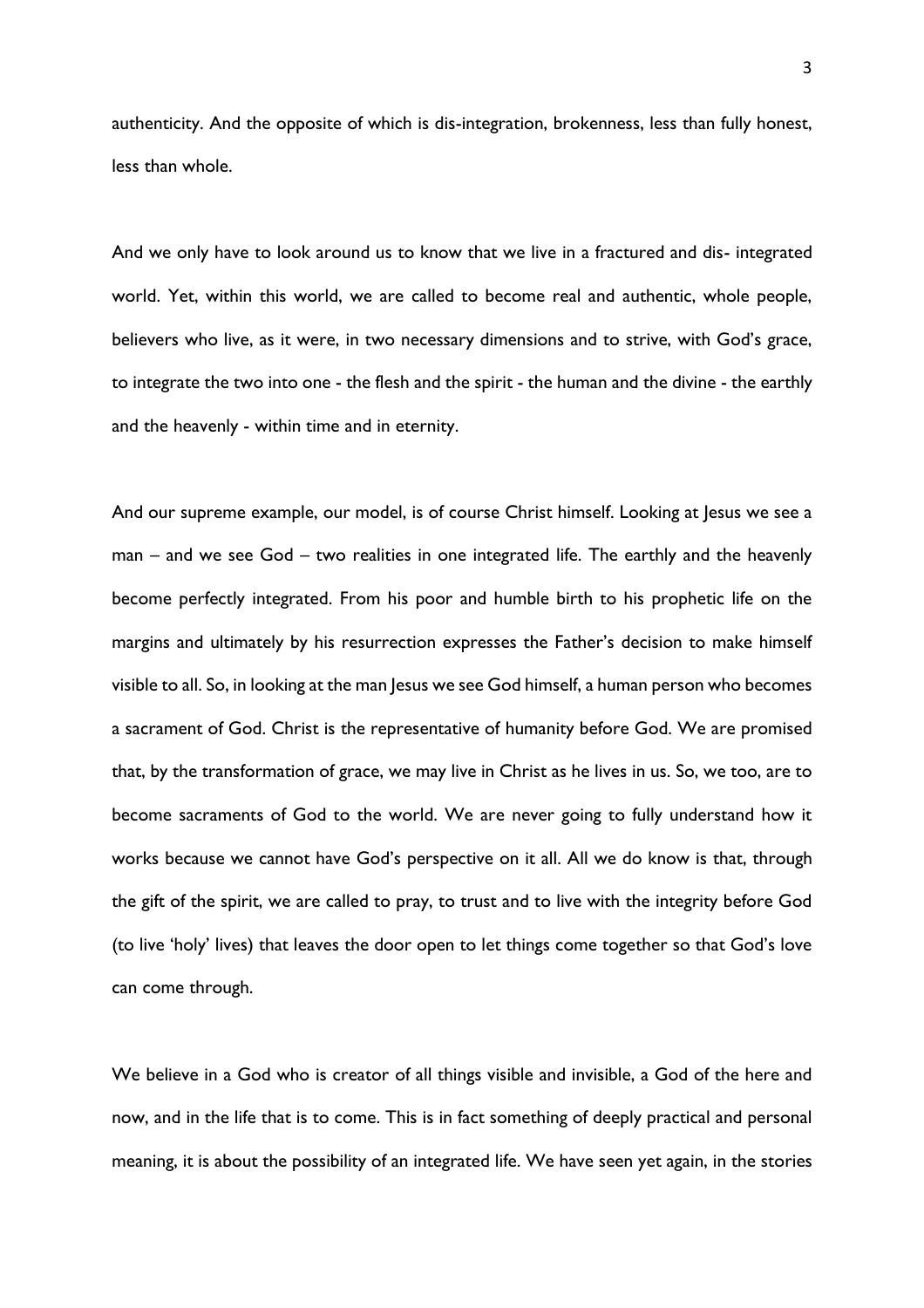authenticity. And the opposite of which is dis-integration, brokenness, less than fully honest, less than whole.

And we only have to look around us to know that we live in a fractured and dis- integrated world. Yet, within this world, we are called to become real and authentic, whole people, believers who live, as it were, in two necessary dimensions and to strive, with God's grace, to integrate the two into one - the flesh and the spirit - the human and the divine - the earthly and the heavenly - within time and in eternity.

And our supreme example, our model, is of course Christ himself. Looking at Jesus we see a man – and we see God – two realities in one integrated life. The earthly and the heavenly become perfectly integrated. From his poor and humble birth to his prophetic life on the margins and ultimately by his resurrection expresses the Father's decision to make himself visible to all. So, in looking at the man Jesus we see God himself, a human person who becomes a sacrament of God. Christ is the representative of humanity before God. We are promised that, by the transformation of grace, we may live in Christ as he lives in us. So, we too, are to become sacraments of God to the world. We are never going to fully understand how it works because we cannot have God's perspective on it all. All we do know is that, through the gift of the spirit, we are called to pray, to trust and to live with the integrity before God (to live 'holy' lives) that leaves the door open to let things come together so that God's love can come through.

We believe in a God who is creator of all things visible and invisible, a God of the here and now, and in the life that is to come. This is in fact something of deeply practical and personal meaning, it is about the possibility of an integrated life. We have seen yet again, in the stories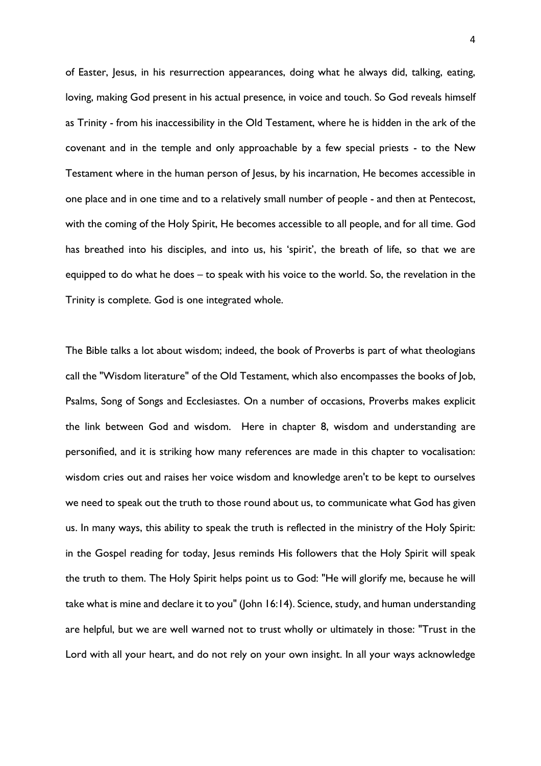of Easter, Jesus, in his resurrection appearances, doing what he always did, talking, eating, loving, making God present in his actual presence, in voice and touch. So God reveals himself as Trinity - from his inaccessibility in the Old Testament, where he is hidden in the ark of the covenant and in the temple and only approachable by a few special priests - to the New Testament where in the human person of Jesus, by his incarnation, He becomes accessible in one place and in one time and to a relatively small number of people - and then at Pentecost, with the coming of the Holy Spirit, He becomes accessible to all people, and for all time. God has breathed into his disciples, and into us, his 'spirit', the breath of life, so that we are equipped to do what he does – to speak with his voice to the world. So, the revelation in the Trinity is complete. God is one integrated whole.

The Bible talks a lot about wisdom; indeed, the book of Proverbs is part of what theologians call the "Wisdom literature" of the Old Testament, which also encompasses the books of Job, Psalms, Song of Songs and Ecclesiastes. On a number of occasions, Proverbs makes explicit the link between God and wisdom. Here in chapter 8, wisdom and understanding are personified, and it is striking how many references are made in this chapter to vocalisation: wisdom cries out and raises her voice wisdom and knowledge aren't to be kept to ourselves we need to speak out the truth to those round about us, to communicate what God has given us. In many ways, this ability to speak the truth is reflected in the ministry of the Holy Spirit: in the Gospel reading for today, Jesus reminds His followers that the Holy Spirit will speak the truth to them. The Holy Spirit helps point us to God: "He will glorify me, because he will take what is mine and declare it to you" (John 16:14). Science, study, and human understanding are helpful, but we are well warned not to trust wholly or ultimately in those: "Trust in the Lord with all your heart, and do not rely on your own insight. In all your ways acknowledge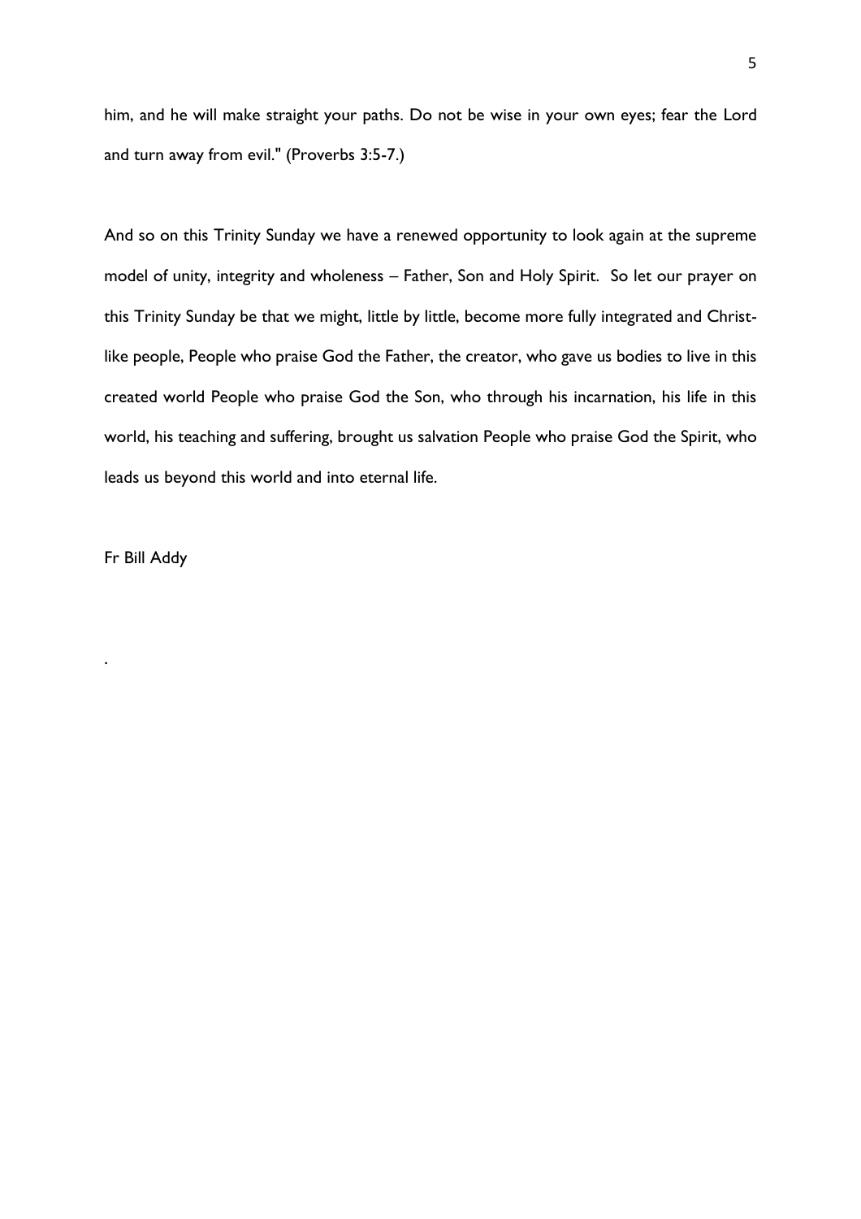him, and he will make straight your paths. Do not be wise in your own eyes; fear the Lord and turn away from evil." (Proverbs 3:5-7.)

And so on this Trinity Sunday we have a renewed opportunity to look again at the supreme model of unity, integrity and wholeness – Father, Son and Holy Spirit. So let our prayer on this Trinity Sunday be that we might, little by little, become more fully integrated and Christ-like people, People who praise God the Father, the creator, who gave us bodies to live in this created world People who praise God the Son, who through his incarnation, his life in this world, his teaching and suffering, brought us salvation People who praise God the Spirit, who leads us beyond this world and into eternal life.

Fr Bill Addy

.